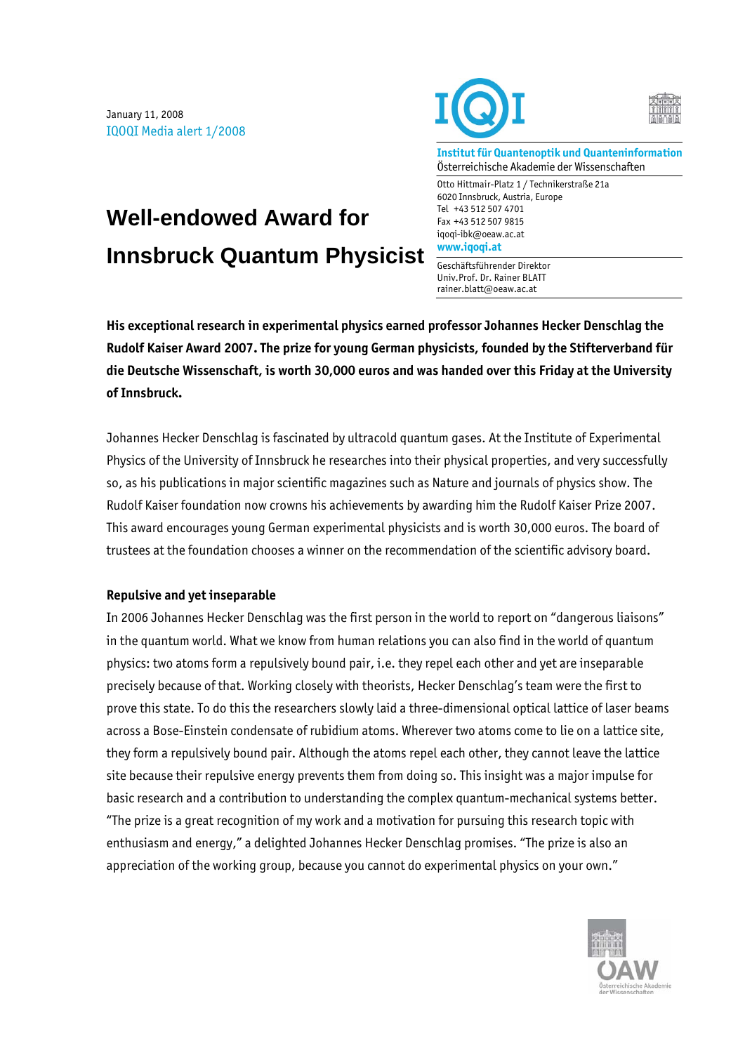January 11, 2008
IQOQI Media alert 1/2008

**Institut für Quantenoptik und Quanteninformation**
Österreichische Akademie der Wissenschaften

Otto Hittmair-Platz 1 / Technikerstraße 21a
6020 Innsbruck, Austria, Europe
Tel +43 512 507 4701
Fax +43 512 507 9815
iqoqi-ibk@oeaw.ac.at
www.iqoqi.at

Geschäftsführender Direktor
Univ.Prof. Dr. Rainer BLATT
rainer.blatt@oeaw.ac.at

# Well-endowed Award for Innsbruck Quantum Physicist

**His exceptional research in experimental physics earned professor Johannes Hecker Denschlag the Rudolf Kaiser Award 2007. The prize for young German physicists, founded by the Stifterverband für die Deutsche Wissenschaft, is worth 30,000 euros and was handed over this Friday at the University of Innsbruck.**

Johannes Hecker Denschlag is fascinated by ultracold quantum gases. At the Institute of Experimental Physics of the University of Innsbruck he researches into their physical properties, and very successfully so, as his publications in major scientific magazines such as Nature and journals of physics show. The Rudolf Kaiser foundation now crowns his achievements by awarding him the Rudolf Kaiser Prize 2007. This award encourages young German experimental physicists and is worth 30,000 euros. The board of trustees at the foundation chooses a winner on the recommendation of the scientific advisory board.

**Repulsive and yet inseparable**

In 2006 Johannes Hecker Denschlag was the first person in the world to report on "dangerous liaisons" in the quantum world. What we know from human relations you can also find in the world of quantum physics: two atoms form a repulsively bound pair, i.e. they repel each other and yet are inseparable precisely because of that. Working closely with theorists, Hecker Denschlag's team were the first to prove this state. To do this the researchers slowly laid a three-dimensional optical lattice of laser beams across a Bose-Einstein condensate of rubidium atoms. Wherever two atoms come to lie on a lattice site, they form a repulsively bound pair. Although the atoms repel each other, they cannot leave the lattice site because their repulsive energy prevents them from doing so. This insight was a major impulse for basic research and a contribution to understanding the complex quantum-mechanical systems better. "The prize is a great recognition of my work and a motivation for pursuing this research topic with enthusiasm and energy," a delighted Johannes Hecker Denschlag promises. "The prize is also an appreciation of the working group, because you cannot do experimental physics on your own."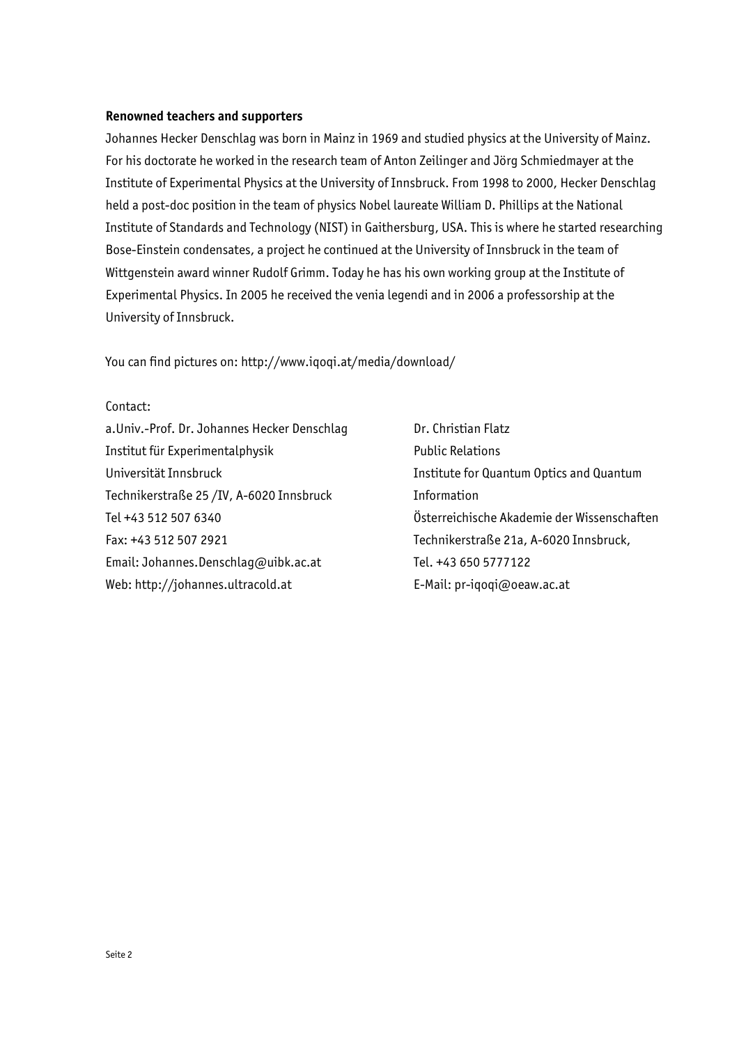**Renowned teachers and supporters**

Johannes Hecker Denschlag was born in Mainz in 1969 and studied physics at the University of Mainz. For his doctorate he worked in the research team of Anton Zeilinger and Jörg Schmiedmayer at the Institute of Experimental Physics at the University of Innsbruck. From 1998 to 2000, Hecker Denschlag held a post-doc position in the team of physics Nobel laureate William D. Phillips at the National Institute of Standards and Technology (NIST) in Gaithersburg, USA. This is where he started researching Bose-Einstein condensates, a project he continued at the University of Innsbruck in the team of Wittgenstein award winner Rudolf Grimm. Today he has his own working group at the Institute of Experimental Physics. In 2005 he received the venia legendi and in 2006 a professorship at the University of Innsbruck.

You can find pictures on: http://www.iqoqi.at/media/download/

Contact:

a.Univ.-Prof. Dr. Johannes Hecker Denschlag
Institut für Experimentalphysik
Universität Innsbruck
Technikerstraße 25 /IV, A-6020 Innsbruck
Tel +43 512 507 6340
Fax: +43 512 507 2921
Email: Johannes.Denschlag@uibk.ac.at
Web: http://johannes.ultracold.at

Dr. Christian Flatz
Public Relations
Institute for Quantum Optics and Quantum Information
Österreichische Akademie der Wissenschaften
Technikerstraße 21a, A-6020 Innsbruck,
Tel. +43 650 5777122
E-Mail: pr-iqoqi@oeaw.ac.at